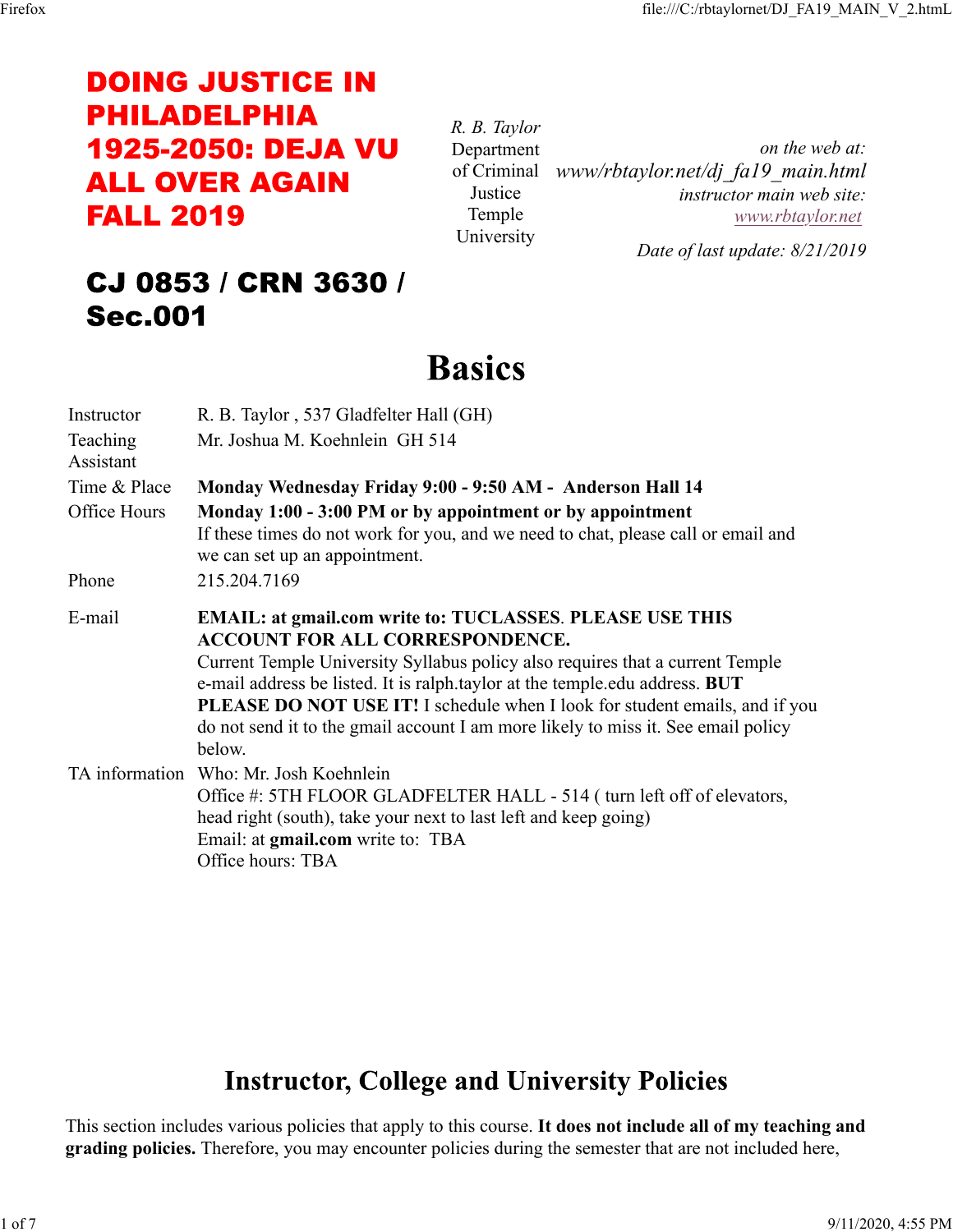# DOING JUSTICE IN PHILADELPHIA 1925-2050: DEJA VU ALL OVER AGAIN FALL 2019

## CJ 0853 / CRN 3630 / Sec.001

*R. B. Taylor*
Department of Criminal Justice
Temple University

*on the web at:*
*www/rbtaylor.net/dj_fa19_main.html*
*instructor main web site:*
*www.rbtaylor.net*

*Date of last update: 8/21/2019*

# Basics

| | |
|---|---|
| Instructor | R. B. Taylor , 537 Gladfelter Hall (GH) |
| Teaching Assistant | Mr. Joshua M. Koehnlein GH 514 |
| Time & Place | **Monday Wednesday Friday 9:00 - 9:50 AM - Anderson Hall 14** |
| Office Hours | **Monday 1:00 - 3:00 PM or by appointment or by appointment** If these times do not work for you, and we need to chat, please call or email and we can set up an appointment. |
| Phone | 215.204.7169 |
| E-mail | **EMAIL: at gmail.com write to: TUCLASSES**. **PLEASE USE THIS ACCOUNT FOR ALL CORRESPONDENCE.** Current Temple University Syllabus policy also requires that a current Temple e-mail address be listed. It is ralph.taylor at the temple.edu address. **BUT PLEASE DO NOT USE IT!** I schedule when I look for student emails, and if you do not send it to the gmail account I am more likely to miss it. See email policy below. |
| TA information | Who: Mr. Josh Koehnlein<br>Office #: 5TH FLOOR GLADFELTER HALL - 514 ( turn left off of elevators, head right (south), take your next to last left and keep going)<br>Email: at **gmail.com** write to: TBA<br>Office hours: TBA |

## Instructor, College and University Policies

This section includes various policies that apply to this course. **It does not include all of my teaching and grading policies.** Therefore, you may encounter policies during the semester that are not included here,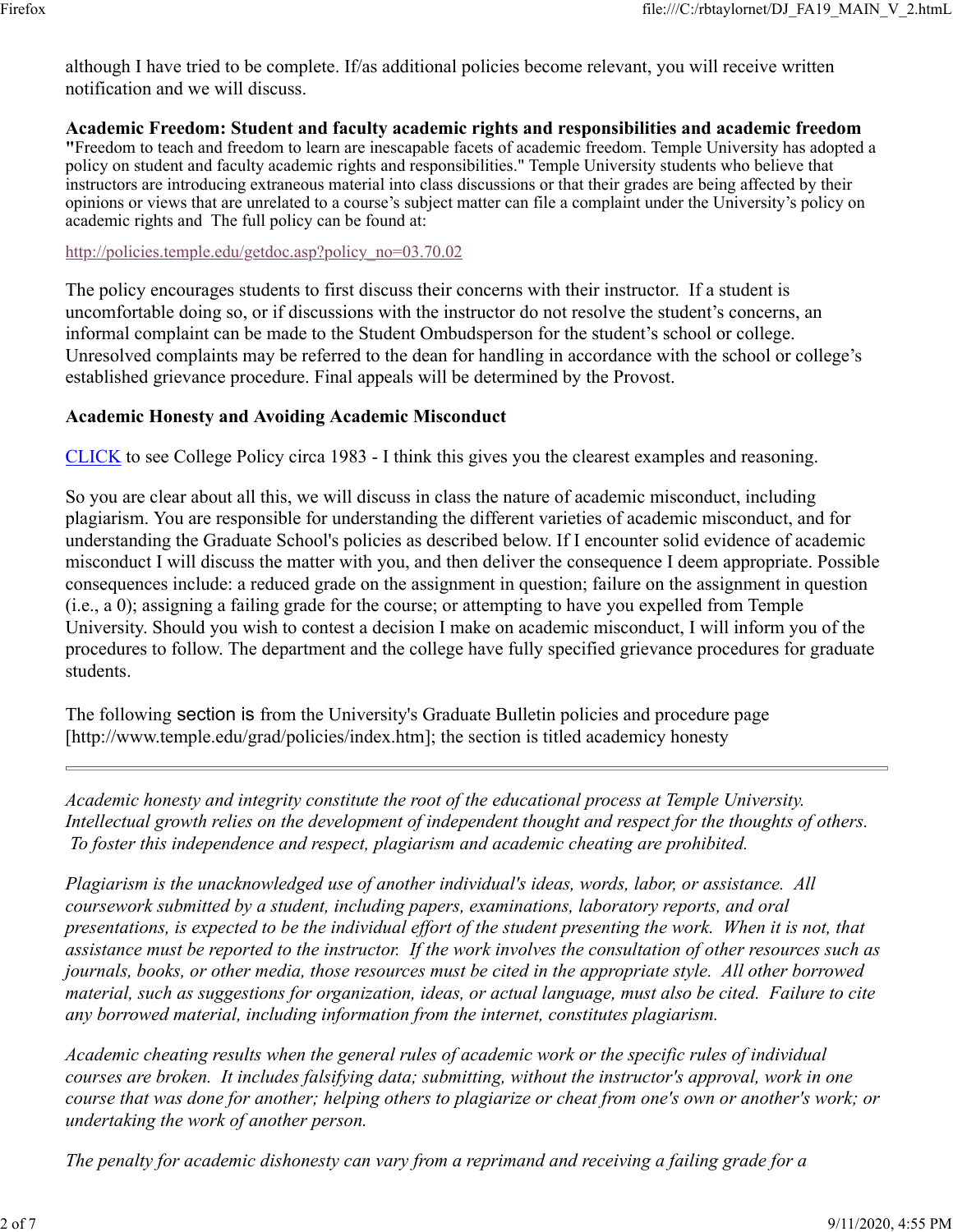although I have tried to be complete. If/as additional policies become relevant, you will receive written notification and we will discuss.

**Academic Freedom: Student and faculty academic rights and responsibilities and academic freedom**
"Freedom to teach and freedom to learn are inescapable facets of academic freedom. Temple University has adopted a policy on student and faculty academic rights and responsibilities." Temple University students who believe that instructors are introducing extraneous material into class discussions or that their grades are being affected by their opinions or views that are unrelated to a course's subject matter can file a complaint under the University's policy on academic rights and The full policy can be found at:

http://policies.temple.edu/getdoc.asp?policy_no=03.70.02

The policy encourages students to first discuss their concerns with their instructor. If a student is uncomfortable doing so, or if discussions with the instructor do not resolve the student's concerns, an informal complaint can be made to the Student Ombudsperson for the student's school or college. Unresolved complaints may be referred to the dean for handling in accordance with the school or college's established grievance procedure. Final appeals will be determined by the Provost.

**Academic Honesty and Avoiding Academic Misconduct**

CLICK to see College Policy circa 1983 - I think this gives you the clearest examples and reasoning.

So you are clear about all this, we will discuss in class the nature of academic misconduct, including plagiarism. You are responsible for understanding the different varieties of academic misconduct, and for understanding the Graduate School's policies as described below. If I encounter solid evidence of academic misconduct I will discuss the matter with you, and then deliver the consequence I deem appropriate. Possible consequences include: a reduced grade on the assignment in question; failure on the assignment in question (i.e., a 0); assigning a failing grade for the course; or attempting to have you expelled from Temple University. Should you wish to contest a decision I make on academic misconduct, I will inform you of the procedures to follow. The department and the college have fully specified grievance procedures for graduate students.

The following section is from the University's Graduate Bulletin policies and procedure page [http://www.temple.edu/grad/policies/index.htm]; the section is titled academicy honesty

---

*Academic honesty and integrity constitute the root of the educational process at Temple University. Intellectual growth relies on the development of independent thought and respect for the thoughts of others. To foster this independence and respect, plagiarism and academic cheating are prohibited.*

*Plagiarism is the unacknowledged use of another individual's ideas, words, labor, or assistance. All coursework submitted by a student, including papers, examinations, laboratory reports, and oral presentations, is expected to be the individual effort of the student presenting the work. When it is not, that assistance must be reported to the instructor. If the work involves the consultation of other resources such as journals, books, or other media, those resources must be cited in the appropriate style. All other borrowed material, such as suggestions for organization, ideas, or actual language, must also be cited. Failure to cite any borrowed material, including information from the internet, constitutes plagiarism.*

*Academic cheating results when the general rules of academic work or the specific rules of individual courses are broken. It includes falsifying data; submitting, without the instructor's approval, work in one course that was done for another; helping others to plagiarize or cheat from one's own or another's work; or undertaking the work of another person.*

*The penalty for academic dishonesty can vary from a reprimand and receiving a failing grade for a*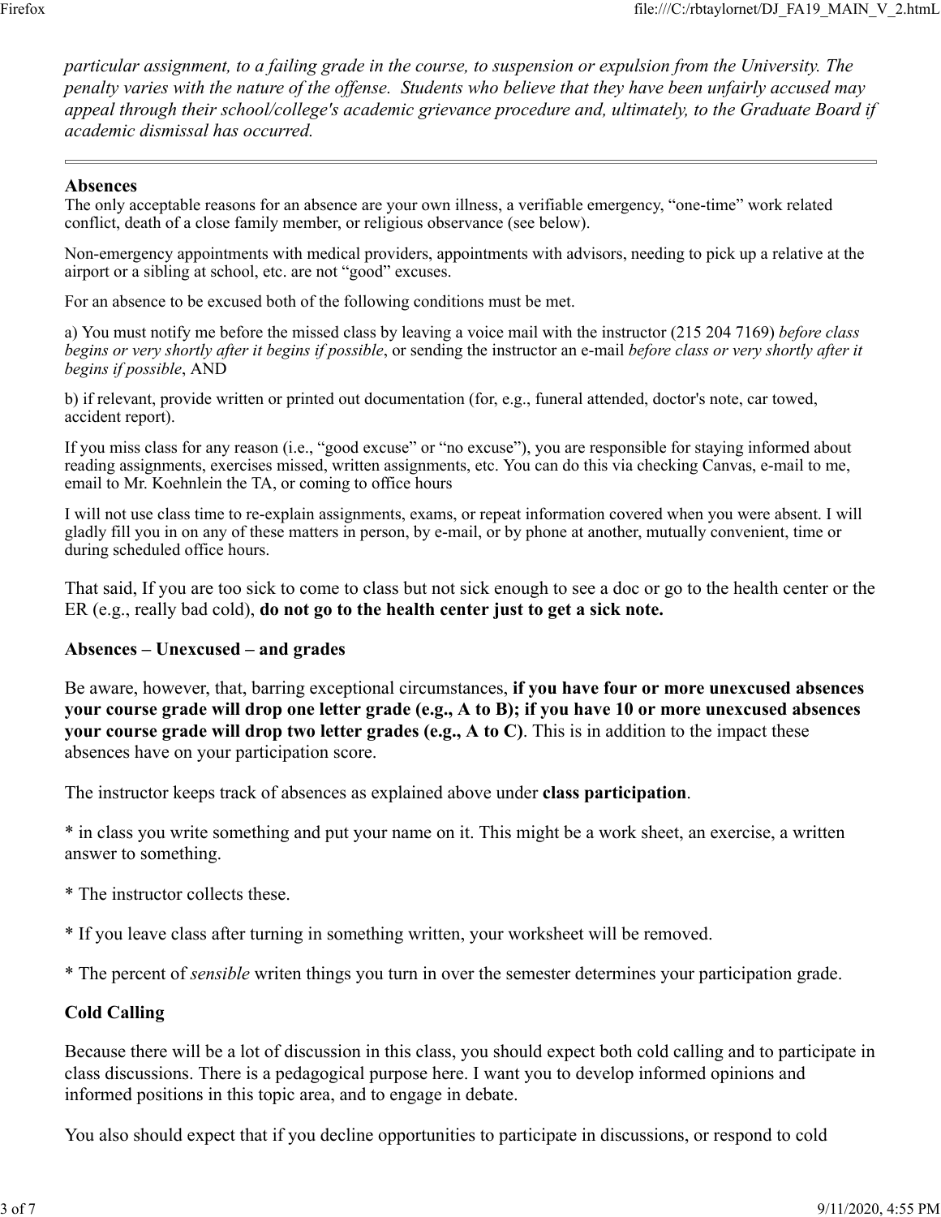*particular assignment, to a failing grade in the course, to suspension or expulsion from the University. The penalty varies with the nature of the offense. Students who believe that they have been unfairly accused may appeal through their school/college's academic grievance procedure and, ultimately, to the Graduate Board if academic dismissal has occurred.*

---

**Absences**

The only acceptable reasons for an absence are your own illness, a verifiable emergency, "one-time" work related conflict, death of a close family member, or religious observance (see below).

Non-emergency appointments with medical providers, appointments with advisors, needing to pick up a relative at the airport or a sibling at school, etc. are not "good" excuses.

For an absence to be excused both of the following conditions must be met.

a) You must notify me before the missed class by leaving a voice mail with the instructor (215 204 7169) *before class begins or very shortly after it begins if possible*, or sending the instructor an e-mail *before class or very shortly after it begins if possible*, AND

b) if relevant, provide written or printed out documentation (for, e.g., funeral attended, doctor's note, car towed, accident report).

If you miss class for any reason (i.e., "good excuse" or "no excuse"), you are responsible for staying informed about reading assignments, exercises missed, written assignments, etc. You can do this via checking Canvas, e-mail to me, email to Mr. Koehnlein the TA, or coming to office hours

I will not use class time to re-explain assignments, exams, or repeat information covered when you were absent. I will gladly fill you in on any of these matters in person, by e-mail, or by phone at another, mutually convenient, time or during scheduled office hours.

That said, If you are too sick to come to class but not sick enough to see a doc or go to the health center or the ER (e.g., really bad cold), **do not go to the health center just to get a sick note.**

**Absences – Unexcused – and grades**

Be aware, however, that, barring exceptional circumstances, **if you have four or more unexcused absences your course grade will drop one letter grade (e.g., A to B); if you have 10 or more unexcused absences your course grade will drop two letter grades (e.g., A to C)**. This is in addition to the impact these absences have on your participation score.

The instructor keeps track of absences as explained above under **class participation**.

* in class you write something and put your name on it. This might be a work sheet, an exercise, a written answer to something.

* The instructor collects these.

* If you leave class after turning in something written, your worksheet will be removed.

* The percent of *sensible* writen things you turn in over the semester determines your participation grade.

**Cold Calling**

Because there will be a lot of discussion in this class, you should expect both cold calling and to participate in class discussions. There is a pedagogical purpose here. I want you to develop informed opinions and informed positions in this topic area, and to engage in debate.

You also should expect that if you decline opportunities to participate in discussions, or respond to cold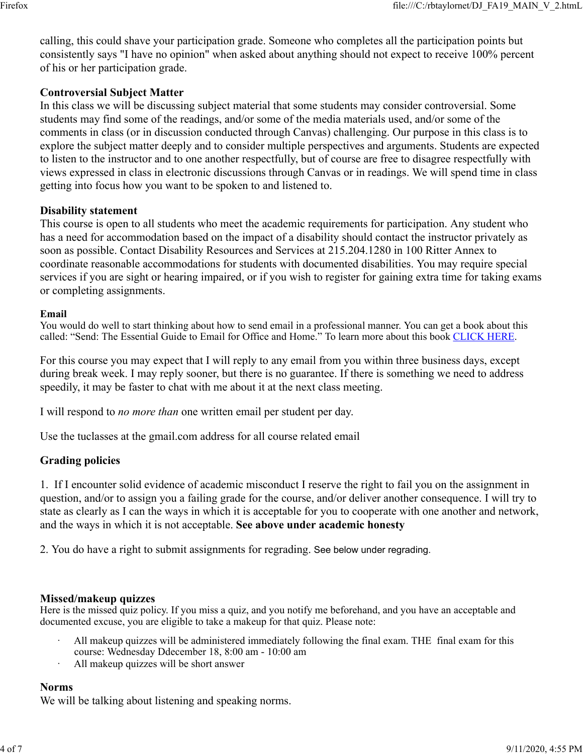calling, this could shave your participation grade. Someone who completes all the participation points but consistently says "I have no opinion" when asked about anything should not expect to receive 100% percent of his or her participation grade.

**Controversial Subject Matter**
In this class we will be discussing subject material that some students may consider controversial. Some students may find some of the readings, and/or some of the media materials used, and/or some of the comments in class (or in discussion conducted through Canvas) challenging. Our purpose in this class is to explore the subject matter deeply and to consider multiple perspectives and arguments. Students are expected to listen to the instructor and to one another respectfully, but of course are free to disagree respectfully with views expressed in class in electronic discussions through Canvas or in readings. We will spend time in class getting into focus how you want to be spoken to and listened to.

**Disability statement**
This course is open to all students who meet the academic requirements for participation. Any student who has a need for accommodation based on the impact of a disability should contact the instructor privately as soon as possible. Contact Disability Resources and Services at 215.204.1280 in 100 Ritter Annex to coordinate reasonable accommodations for students with documented disabilities. You may require special services if you are sight or hearing impaired, or if you wish to register for gaining extra time for taking exams or completing assignments.

**Email**
You would do well to start thinking about how to send email in a professional manner. You can get a book about this called: "Send: The Essential Guide to Email for Office and Home." To learn more about this book CLICK HERE.

For this course you may expect that I will reply to any email from you within three business days, except during break week. I may reply sooner, but there is no guarantee. If there is something we need to address speedily, it may be faster to chat with me about it at the next class meeting.

I will respond to *no more than* one written email per student per day.

Use the tuclasses at the gmail.com address for all course related email

**Grading policies**

1. If I encounter solid evidence of academic misconduct I reserve the right to fail you on the assignment in question, and/or to assign you a failing grade for the course, and/or deliver another consequence. I will try to state as clearly as I can the ways in which it is acceptable for you to cooperate with one another and network, and the ways in which it is not acceptable. **See above under academic honesty**

2. You do have a right to submit assignments for regrading. See below under regrading.

**Missed/makeup quizzes**
Here is the missed quiz policy. If you miss a quiz, and you notify me beforehand, and you have an acceptable and documented excuse, you are eligible to take a makeup for that quiz. Please note:

- All makeup quizzes will be administered immediately following the final exam. THE final exam for this course: Wednesday Ddecember 18, 8:00 am - 10:00 am
- All makeup quizzes will be short answer

**Norms**
We will be talking about listening and speaking norms.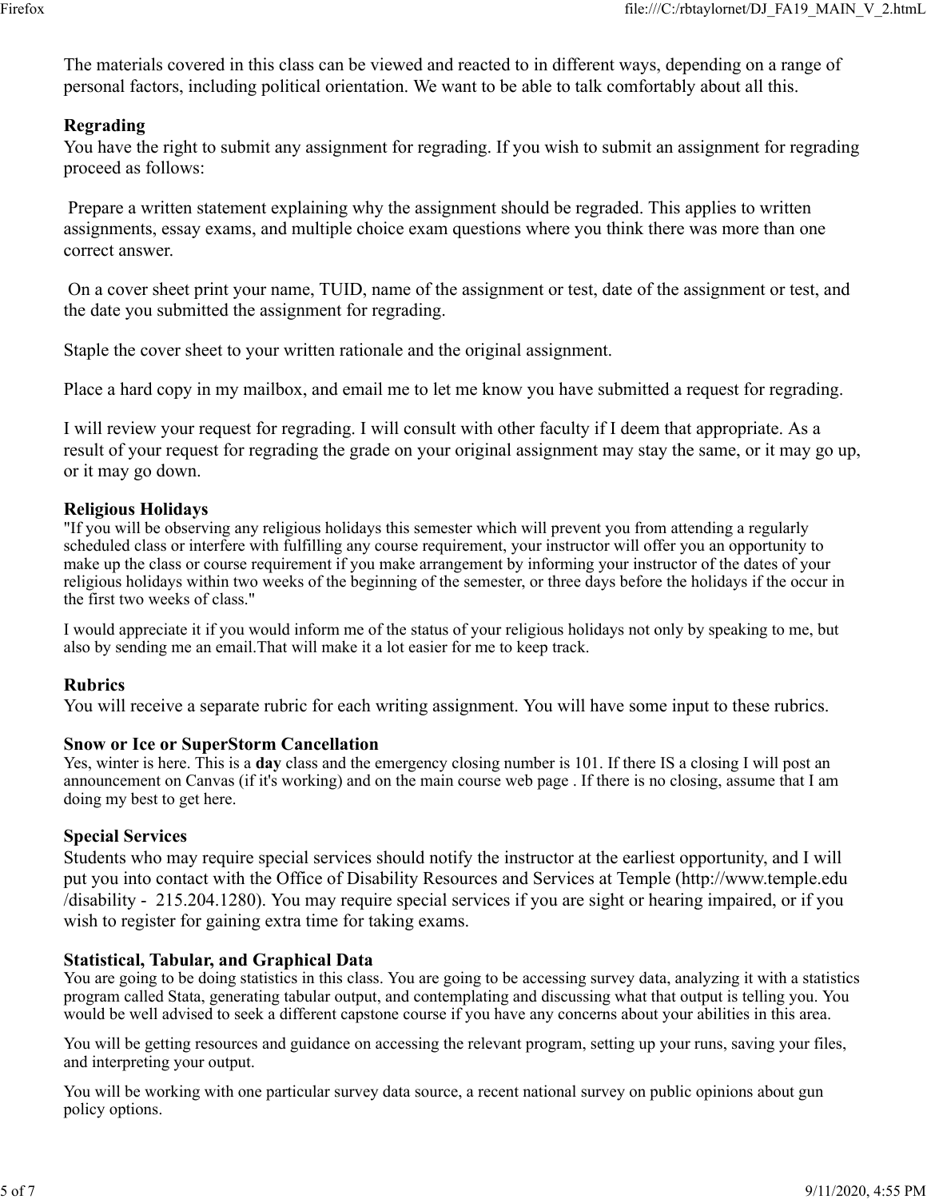The materials covered in this class can be viewed and reacted to in different ways, depending on a range of personal factors, including political orientation. We want to be able to talk comfortably about all this.

**Regrading**

You have the right to submit any assignment for regrading. If you wish to submit an assignment for regrading proceed as follows:

Prepare a written statement explaining why the assignment should be regraded. This applies to written assignments, essay exams, and multiple choice exam questions where you think there was more than one correct answer.

On a cover sheet print your name, TUID, name of the assignment or test, date of the assignment or test, and the date you submitted the assignment for regrading.

Staple the cover sheet to your written rationale and the original assignment.

Place a hard copy in my mailbox, and email me to let me know you have submitted a request for regrading.

I will review your request for regrading. I will consult with other faculty if I deem that appropriate. As a result of your request for regrading the grade on your original assignment may stay the same, or it may go up, or it may go down.

**Religious Holidays**

"If you will be observing any religious holidays this semester which will prevent you from attending a regularly scheduled class or interfere with fulfilling any course requirement, your instructor will offer you an opportunity to make up the class or course requirement if you make arrangement by informing your instructor of the dates of your religious holidays within two weeks of the beginning of the semester, or three days before the holidays if the occur in the first two weeks of class."

I would appreciate it if you would inform me of the status of your religious holidays not only by speaking to me, but also by sending me an email.That will make it a lot easier for me to keep track.

**Rubrics**

You will receive a separate rubric for each writing assignment. You will have some input to these rubrics.

**Snow or Ice or SuperStorm Cancellation**

Yes, winter is here. This is a **day** class and the emergency closing number is 101. If there IS a closing I will post an announcement on Canvas (if it's working) and on the main course web page . If there is no closing, assume that I am doing my best to get here.

**Special Services**

Students who may require special services should notify the instructor at the earliest opportunity, and I will put you into contact with the Office of Disability Resources and Services at Temple (http://www.temple.edu/disability - 215.204.1280). You may require special services if you are sight or hearing impaired, or if you wish to register for gaining extra time for taking exams.

**Statistical, Tabular, and Graphical Data**

You are going to be doing statistics in this class. You are going to be accessing survey data, analyzing it with a statistics program called Stata, generating tabular output, and contemplating and discussing what that output is telling you. You would be well advised to seek a different capstone course if you have any concerns about your abilities in this area.

You will be getting resources and guidance on accessing the relevant program, setting up your runs, saving your files, and interpreting your output.

You will be working with one particular survey data source, a recent national survey on public opinions about gun policy options.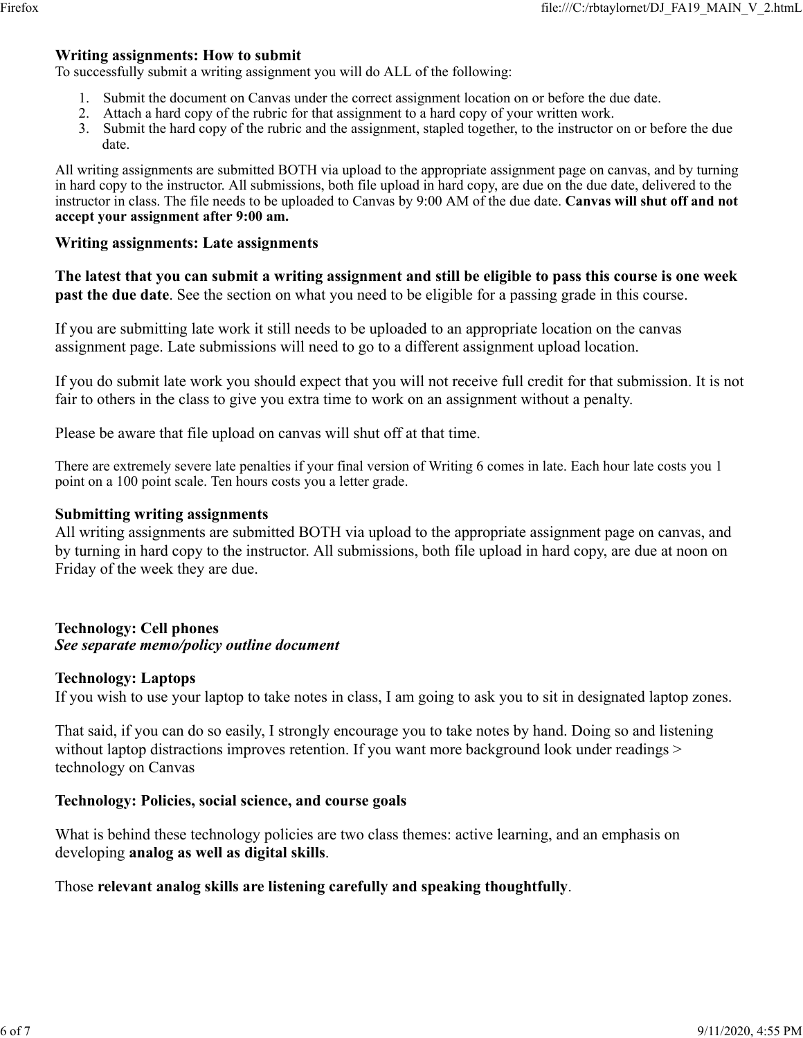### Writing assignments: How to submit

To successfully submit a writing assignment you will do ALL of the following:

1. Submit the document on Canvas under the correct assignment location on or before the due date.
2. Attach a hard copy of the rubric for that assignment to a hard copy of your written work.
3. Submit the hard copy of the rubric and the assignment, stapled together, to the instructor on or before the due date.

All writing assignments are submitted BOTH via upload to the appropriate assignment page on canvas, and by turning in hard copy to the instructor. All submissions, both file upload in hard copy, are due on the due date, delivered to the instructor in class. The file needs to be uploaded to Canvas by 9:00 AM of the due date. **Canvas will shut off and not accept your assignment after 9:00 am.**

### Writing assignments: Late assignments

**The latest that you can submit a writing assignment and still be eligible to pass this course is one week past the due date**. See the section on what you need to be eligible for a passing grade in this course.

If you are submitting late work it still needs to be uploaded to an appropriate location on the canvas assignment page. Late submissions will need to go to a different assignment upload location.

If you do submit late work you should expect that you will not receive full credit for that submission. It is not fair to others in the class to give you extra time to work on an assignment without a penalty.

Please be aware that file upload on canvas will shut off at that time.

There are extremely severe late penalties if your final version of Writing 6 comes in late. Each hour late costs you 1 point on a 100 point scale. Ten hours costs you a letter grade.

### Submitting writing assignments

All writing assignments are submitted BOTH via upload to the appropriate assignment page on canvas, and by turning in hard copy to the instructor. All submissions, both file upload in hard copy, are due at noon on Friday of the week they are due.

### Technology: Cell phones

***See separate memo/policy outline document***

### Technology: Laptops

If you wish to use your laptop to take notes in class, I am going to ask you to sit in designated laptop zones.

That said, if you can do so easily, I strongly encourage you to take notes by hand. Doing so and listening without laptop distractions improves retention. If you want more background look under readings > technology on Canvas

### Technology: Policies, social science, and course goals

What is behind these technology policies are two class themes: active learning, and an emphasis on developing **analog as well as digital skills**.

Those **relevant analog skills are listening carefully and speaking thoughtfully**.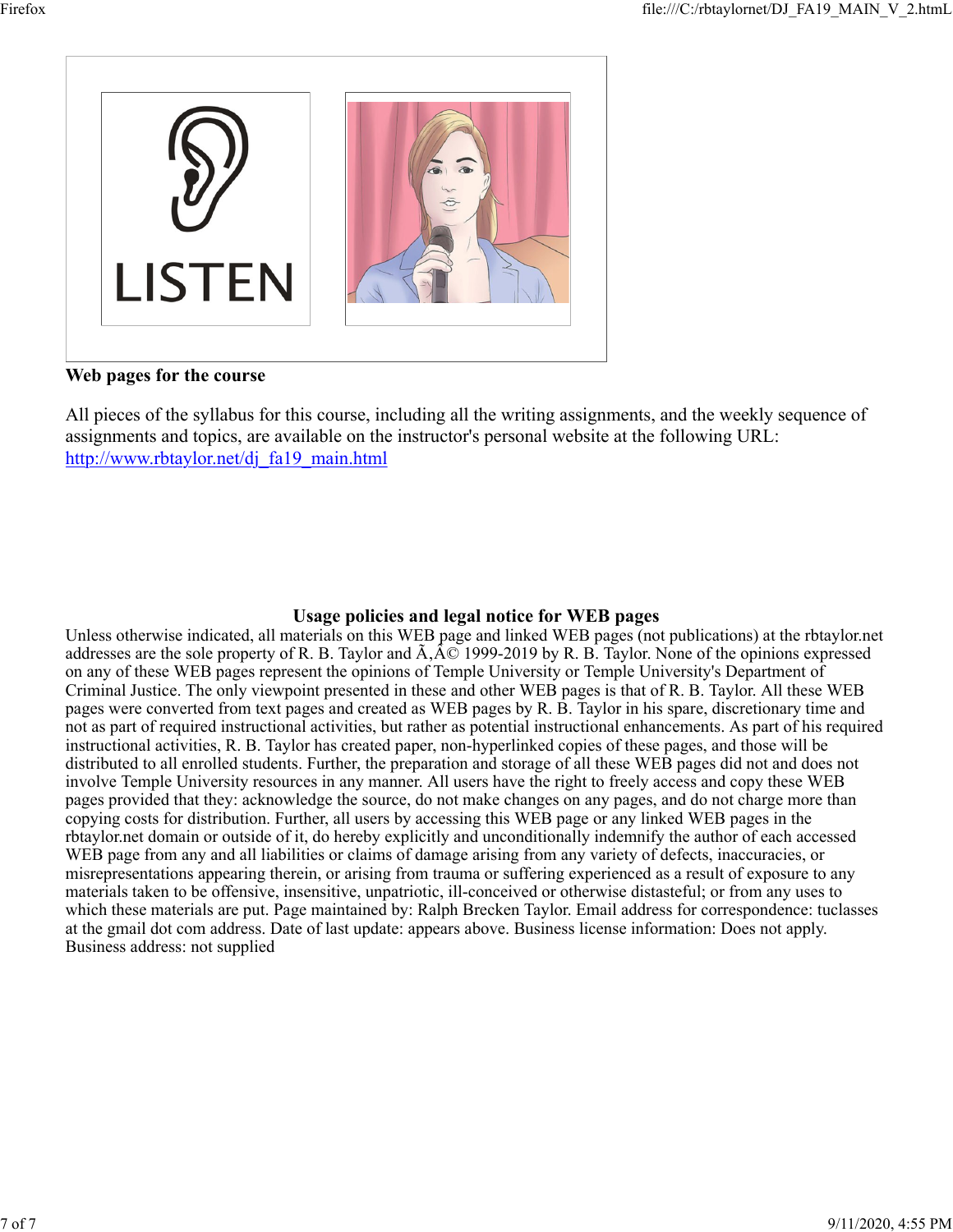**Web pages for the course**

All pieces of the syllabus for this course, including all the writing assignments, and the weekly sequence of assignments and topics, are available on the instructor's personal website at the following URL: [http://www.rbtaylor.net/dj_fa19_main.html](http://www.rbtaylor.net/dj_fa19_main.html)

**Usage policies and legal notice for WEB pages**

Unless otherwise indicated, all materials on this WEB page and linked WEB pages (not publications) at the rbtaylor.net addresses are the sole property of R. B. Taylor and Ã‚Â© 1999-2019 by R. B. Taylor. None of the opinions expressed on any of these WEB pages represent the opinions of Temple University or Temple University's Department of Criminal Justice. The only viewpoint presented in these and other WEB pages is that of R. B. Taylor. All these WEB pages were converted from text pages and created as WEB pages by R. B. Taylor in his spare, discretionary time and not as part of required instructional activities, but rather as potential instructional enhancements. As part of his required instructional activities, R. B. Taylor has created paper, non-hyperlinked copies of these pages, and those will be distributed to all enrolled students. Further, the preparation and storage of all these WEB pages did not and does not involve Temple University resources in any manner. All users have the right to freely access and copy these WEB pages provided that they: acknowledge the source, do not make changes on any pages, and do not charge more than copying costs for distribution. Further, all users by accessing this WEB page or any linked WEB pages in the rbtaylor.net domain or outside of it, do hereby explicitly and unconditionally indemnify the author of each accessed WEB page from any and all liabilities or claims of damage arising from any variety of defects, inaccuracies, or misrepresentations appearing therein, or arising from trauma or suffering experienced as a result of exposure to any materials taken to be offensive, insensitive, unpatriotic, ill-conceived or otherwise distasteful; or from any uses to which these materials are put. Page maintained by: Ralph Brecken Taylor. Email address for correspondence: tuclasses at the gmail dot com address. Date of last update: appears above. Business license information: Does not apply. Business address: not supplied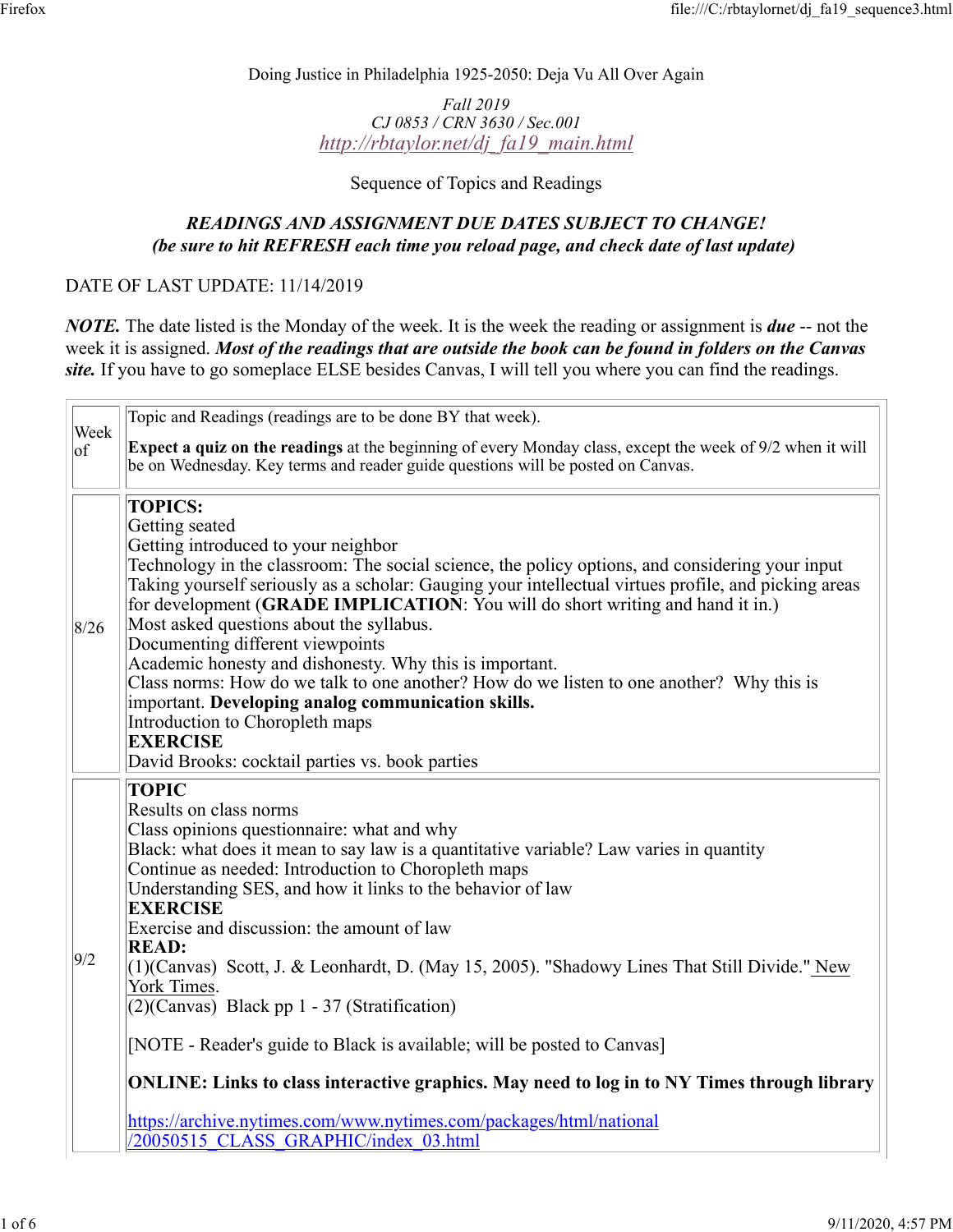Doing Justice in Philadelphia 1925-2050: Deja Vu All Over Again

*Fall 2019*
*CJ 0853 / CRN 3630 / Sec.001*
*http://rbtaylor.net/dj_fa19_main.html*

Sequence of Topics and Readings

***READINGS AND ASSIGNMENT DUE DATES SUBJECT TO CHANGE!***
***(be sure to hit REFRESH each time you reload page, and check date of last update)***

DATE OF LAST UPDATE: 11/14/2019

***NOTE.*** The date listed is the Monday of the week. It is the week the reading or assignment is ***due*** -- not the week it is assigned. ***Most of the readings that are outside the book can be found in folders on the Canvas site.*** If you have to go someplace ELSE besides Canvas, I will tell you where you can find the readings.

| Week of | Topic and Readings (readings are to be done BY that week). **Expect a quiz on the readings** at the beginning of every Monday class, except the week of 9/2 when it will be on Wednesday. Key terms and reader guide questions will be posted on Canvas. |
|---|---|
| 8/26 | **TOPICS:**<br>Getting seated<br>Getting introduced to your neighbor<br>Technology in the classroom: The social science, the policy options, and considering your input<br>Taking yourself seriously as a scholar: Gauging your intellectual virtues profile, and picking areas for development (**GRADE IMPLICATION**: You will do short writing and hand it in.)<br>Most asked questions about the syllabus.<br>Documenting different viewpoints<br>Academic honesty and dishonesty. Why this is important.<br>Class norms: How do we talk to one another? How do we listen to one another? Why this is important. **Developing analog communication skills.**<br>Introduction to Choropleth maps<br>**EXERCISE**<br>David Brooks: cocktail parties vs. book parties |
| 9/2 | **TOPIC**<br>Results on class norms<br>Class opinions questionnaire: what and why<br>Black: what does it mean to say law is a quantitative variable? Law varies in quantity<br>Continue as needed: Introduction to Choropleth maps<br>Understanding SES, and how it links to the behavior of law<br>**EXERCISE**<br>Exercise and discussion: the amount of law<br>**READ:**<br>(1)(Canvas) Scott, J. & Leonhardt, D. (May 15, 2005). "Shadowy Lines That Still Divide." New York Times.<br>(2)(Canvas) Black pp 1 - 37 (Stratification)<br><br>[NOTE - Reader's guide to Black is available; will be posted to Canvas]<br><br>**ONLINE: Links to class interactive graphics. May need to log in to NY Times through library**<br><br>https://archive.nytimes.com/www.nytimes.com/packages/html/national/20050515_CLASS_GRAPHIC/index_03.html |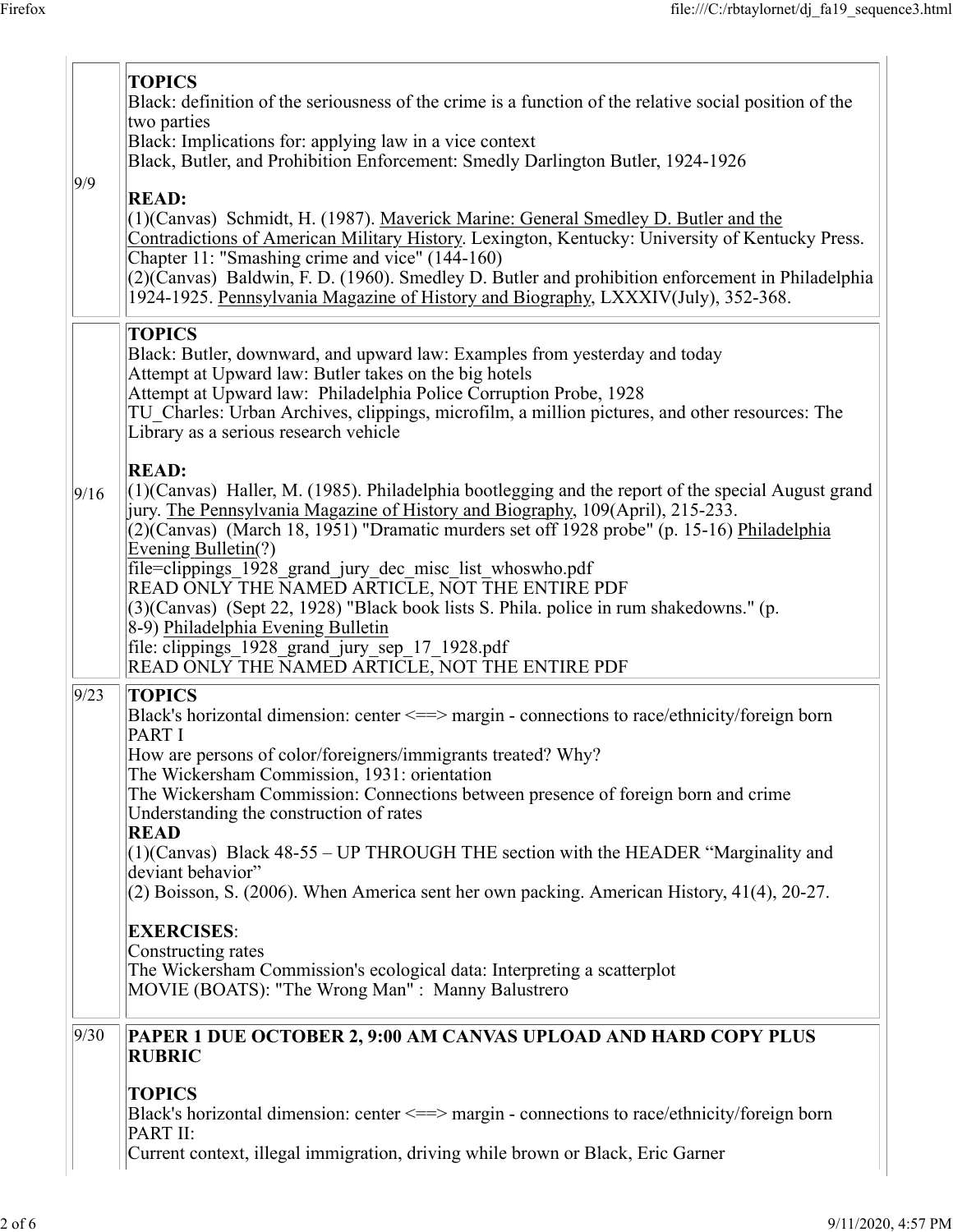| | |
|---|---|
| 9/9 | **TOPICS**<br>Black: definition of the seriousness of the crime is a function of the relative social position of the two parties<br>Black: Implications for: applying law in a vice context<br>Black, Butler, and Prohibition Enforcement: Smedly Darlington Butler, 1924-1926<br><br>**READ:**<br>(1)(Canvas) Schmidt, H. (1987). Maverick Marine: General Smedley D. Butler and the Contradictions of American Military History. Lexington, Kentucky: University of Kentucky Press. Chapter 11: "Smashing crime and vice" (144-160)<br>(2)(Canvas) Baldwin, F. D. (1960). Smedley D. Butler and prohibition enforcement in Philadelphia 1924-1925. Pennsylvania Magazine of History and Biography, LXXXIV(July), 352-368. |
| 9/16 | **TOPICS**<br>Black: Butler, downward, and upward law: Examples from yesterday and today<br>Attempt at Upward law: Butler takes on the big hotels<br>Attempt at Upward law: Philadelphia Police Corruption Probe, 1928<br>TU_Charles: Urban Archives, clippings, microfilm, a million pictures, and other resources: The Library as a serious research vehicle<br><br>**READ:**<br>(1)(Canvas) Haller, M. (1985). Philadelphia bootlegging and the report of the special August grand jury. The Pennsylvania Magazine of History and Biography, 109(April), 215-233.<br>(2)(Canvas) (March 18, 1951) "Dramatic murders set off 1928 probe" (p. 15-16) Philadelphia Evening Bulletin(?)<br>file=clippings_1928_grand_jury_dec_misc_list_whoswho.pdf<br>READ ONLY THE NAMED ARTICLE, NOT THE ENTIRE PDF<br>(3)(Canvas) (Sept 22, 1928) "Black book lists S. Phila. police in rum shakedowns." (p. 8-9) Philadelphia Evening Bulletin<br>file: clippings_1928_grand_jury_sep_17_1928.pdf<br>READ ONLY THE NAMED ARTICLE, NOT THE ENTIRE PDF |
| 9/23 | **TOPICS**<br>Black's horizontal dimension: center <==> margin - connections to race/ethnicity/foreign born PART I<br>How are persons of color/foreigners/immigrants treated? Why?<br>The Wickersham Commission, 1931: orientation<br>The Wickersham Commission: Connections between presence of foreign born and crime<br>Understanding the construction of rates<br>**READ**<br>(1)(Canvas) Black 48-55 – UP THROUGH THE section with the HEADER "Marginality and deviant behavior"<br>(2) Boisson, S. (2006). When America sent her own packing. American History, 41(4), 20-27.<br><br>**EXERCISES**:<br>Constructing rates<br>The Wickersham Commission's ecological data: Interpreting a scatterplot<br>MOVIE (BOATS): "The Wrong Man" : Manny Balustrero |
| 9/30 | **PAPER 1 DUE OCTOBER 2, 9:00 AM CANVAS UPLOAD AND HARD COPY PLUS RUBRIC**<br><br>**TOPICS**<br>Black's horizontal dimension: center <==> margin - connections to race/ethnicity/foreign born PART II:<br>Current context, illegal immigration, driving while brown or Black, Eric Garner |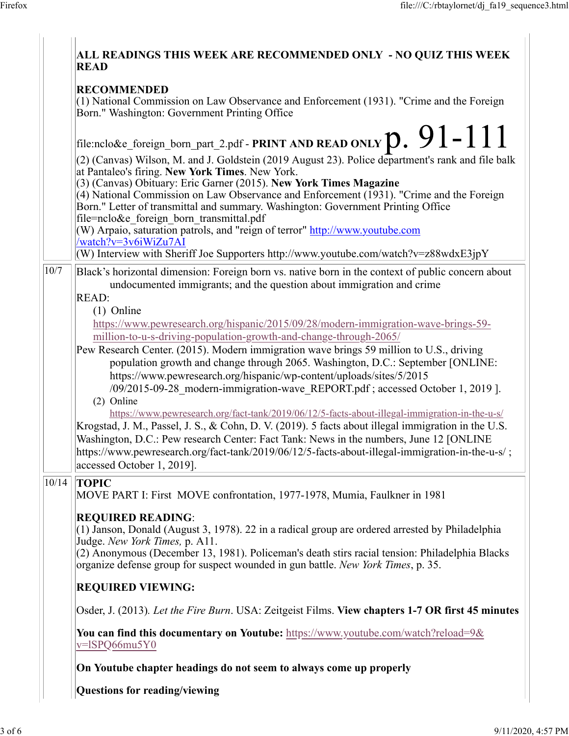**ALL READINGS THIS WEEK ARE RECOMMENDED ONLY - NO QUIZ THIS WEEK READ**

**RECOMMENDED**

(1) National Commission on Law Observance and Enforcement (1931). "Crime and the Foreign Born." Washington: Government Printing Office

file:nclo&e_foreign_born_part_2.pdf - **PRINT AND READ ONLY** p. 91-111

(2) (Canvas) Wilson, M. and J. Goldstein (2019 August 23). Police department's rank and file balk at Pantaleo's firing. **New York Times**. New York.

(3) (Canvas) Obituary: Eric Garner (2015). **New York Times Magazine**

(4) National Commission on Law Observance and Enforcement (1931). "Crime and the Foreign Born." Letter of transmittal and summary. Washington: Government Printing Office file=nclo&e_foreign_born_transmittal.pdf

(W) Arpaio, saturation patrols, and "reign of terror" http://www.youtube.com/watch?v=3v6iWiZu7AI

(W) Interview with Sheriff Joe Supporters http://www.youtube.com/watch?v=z88wdxE3jpY

---

**10/7**

Black's horizontal dimension: Foreign born vs. native born in the context of public concern about undocumented immigrants; and the question about immigration and crime

READ:

(1) Online https://www.pewresearch.org/hispanic/2015/09/28/modern-immigration-wave-brings-59-million-to-u-s-driving-population-growth-and-change-through-2065/

Pew Research Center. (2015). Modern immigration wave brings 59 million to U.S., driving population growth and change through 2065. Washington, D.C.: September [ONLINE: https://www.pewresearch.org/hispanic/wp-content/uploads/sites/5/2015/09/2015-09-28_modern-immigration-wave_REPORT.pdf ; accessed October 1, 2019 ].

(2) Online https://www.pewresearch.org/fact-tank/2019/06/12/5-facts-about-illegal-immigration-in-the-u-s/

Krogstad, J. M., Passel, J. S., & Cohn, D. V. (2019). 5 facts about illegal immigration in the U.S. Washington, D.C.: Pew research Center: Fact Tank: News in the numbers, June 12 [ONLINE https://www.pewresearch.org/fact-tank/2019/06/12/5-facts-about-illegal-immigration-in-the-u-s/ ; accessed October 1, 2019].

---

**10/14**

**TOPIC**

MOVE PART I: First MOVE confrontation, 1977-1978, Mumia, Faulkner in 1981

**REQUIRED READING**:

(1) Janson, Donald (August 3, 1978). 22 in a radical group are ordered arrested by Philadelphia Judge. *New York Times,* p. A11.

(2) Anonymous (December 13, 1981). Policeman's death stirs racial tension: Philadelphia Blacks organize defense group for suspect wounded in gun battle. *New York Times*, p. 35.

**REQUIRED VIEWING:**

Osder, J. (2013). *Let the Fire Burn*. USA: Zeitgeist Films. **View chapters 1-7 OR first 45 minutes**

**You can find this documentary on Youtube:** https://www.youtube.com/watch?reload=9&v=lSPQ66mu5Y0

**On Youtube chapter headings do not seem to always come up properly**

**Questions for reading/viewing**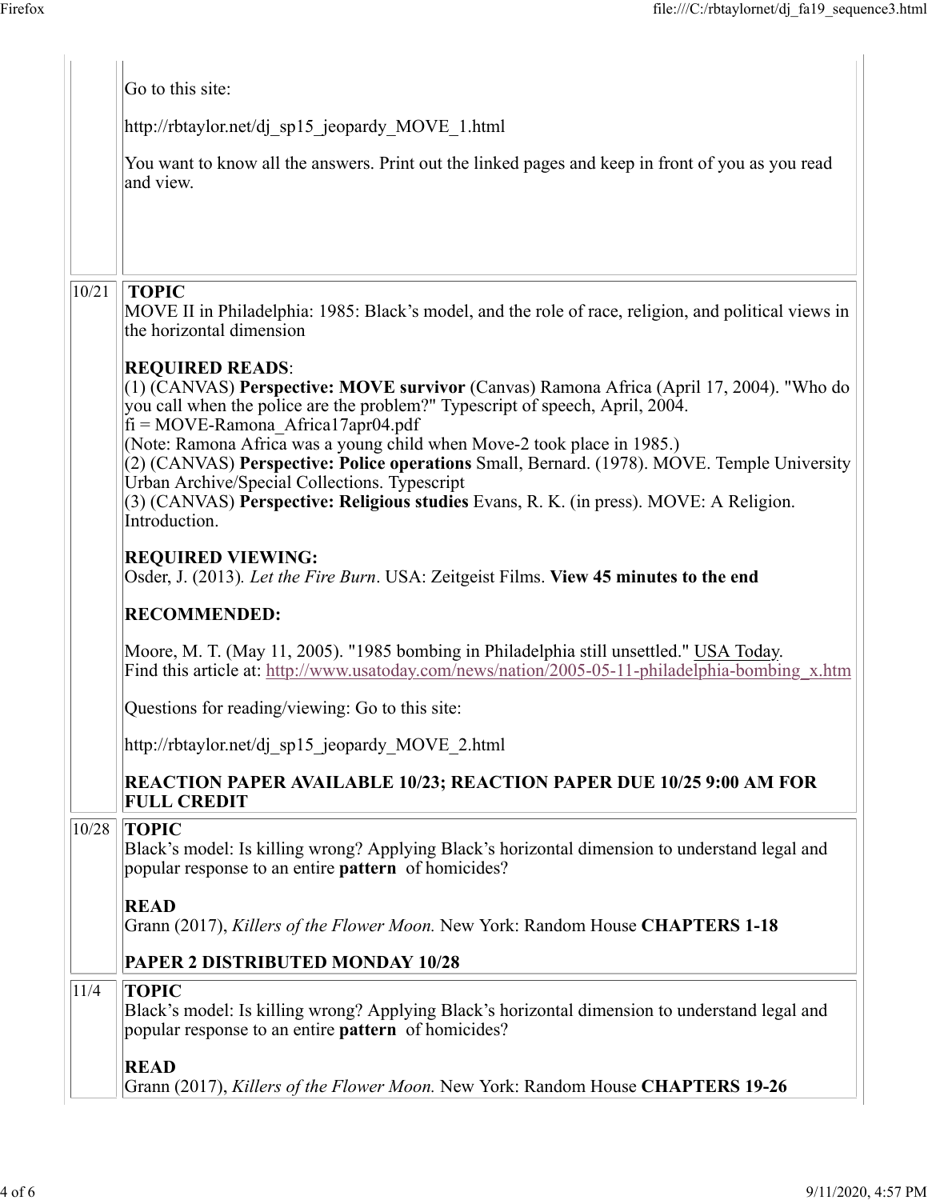| | |
|---|---|
| | Go to this site:<br><br>http://rbtaylor.net/dj_sp15_jeopardy_MOVE_1.html<br><br>You want to know all the answers. Print out the linked pages and keep in front of you as you read and view. |
| 10/21 | **TOPIC**<br>MOVE II in Philadelphia: 1985: Black's model, and the role of race, religion, and political views in the horizontal dimension<br><br>**REQUIRED READS**:<br>(1) (CANVAS) **Perspective: MOVE survivor** (Canvas) Ramona Africa (April 17, 2004). "Who do you call when the police are the problem?" Typescript of speech, April, 2004.<br>fi = MOVE-Ramona_Africa17apr04.pdf<br>(Note: Ramona Africa was a young child when Move-2 took place in 1985.)<br>(2) (CANVAS) **Perspective: Police operations** Small, Bernard. (1978). MOVE. Temple University Urban Archive/Special Collections. Typescript<br>(3) (CANVAS) **Perspective: Religious studies** Evans, R. K. (in press). MOVE: A Religion. Introduction.<br><br>**REQUIRED VIEWING:**<br>Osder, J. (2013). *Let the Fire Burn*. USA: Zeitgeist Films. **View 45 minutes to the end**<br><br>**RECOMMENDED:**<br><br>Moore, M. T. (May 11, 2005). "1985 bombing in Philadelphia still unsettled." USA Today.<br>Find this article at: http://www.usatoday.com/news/nation/2005-05-11-philadelphia-bombing_x.htm<br><br>Questions for reading/viewing: Go to this site:<br><br>http://rbtaylor.net/dj_sp15_jeopardy_MOVE_2.html<br><br>**REACTION PAPER AVAILABLE 10/23; REACTION PAPER DUE 10/25 9:00 AM FOR FULL CREDIT** |
| 10/28 | **TOPIC**<br>Black's model: Is killing wrong? Applying Black's horizontal dimension to understand legal and popular response to an entire **pattern** of homicides?<br><br>**READ**<br>Grann (2017), *Killers of the Flower Moon.* New York: Random House **CHAPTERS 1-18**<br><br>**PAPER 2 DISTRIBUTED MONDAY 10/28** |
| 11/4 | **TOPIC**<br>Black's model: Is killing wrong? Applying Black's horizontal dimension to understand legal and popular response to an entire **pattern** of homicides?<br><br>**READ**<br>Grann (2017), *Killers of the Flower Moon.* New York: Random House **CHAPTERS 19-26** |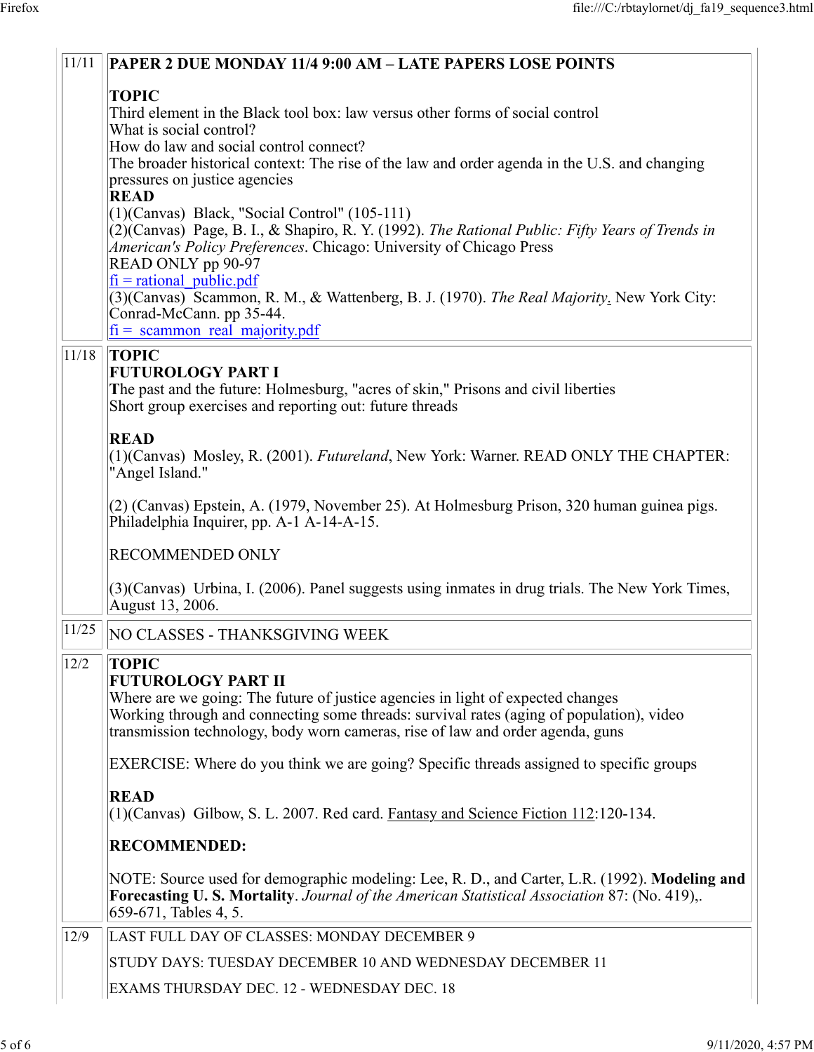| | |
|---|---|
| 11/11 | **PAPER 2 DUE MONDAY 11/4 9:00 AM – LATE PAPERS LOSE POINTS**<br><br>**TOPIC**<br>Third element in the Black tool box: law versus other forms of social control<br>What is social control?<br>How do law and social control connect?<br>The broader historical context: The rise of the law and order agenda in the U.S. and changing pressures on justice agencies<br>**READ**<br>(1)(Canvas) Black, "Social Control" (105-111)<br>(2)(Canvas) Page, B. I., & Shapiro, R. Y. (1992). *The Rational Public: Fifty Years of Trends in American's Policy Preferences*. Chicago: University of Chicago Press<br>READ ONLY pp 90-97<br>fi = rational_public.pdf<br>(3)(Canvas) Scammon, R. M., & Wattenberg, B. J. (1970). *The Real Majority*. New York City: Conrad-McCann. pp 35-44.<br>fi = scammon_real_majority.pdf |
| 11/18 | **TOPIC**<br>**FUTUROLOGY PART I**<br>The past and the future: Holmesburg, "acres of skin," Prisons and civil liberties<br>Short group exercises and reporting out: future threads<br><br>**READ**<br>(1)(Canvas) Mosley, R. (2001). *Futureland*, New York: Warner. READ ONLY THE CHAPTER: "Angel Island."<br><br>(2) (Canvas) Epstein, A. (1979, November 25). At Holmesburg Prison, 320 human guinea pigs. Philadelphia Inquirer, pp. A-1 A-14-A-15.<br><br>RECOMMENDED ONLY<br><br>(3)(Canvas) Urbina, I. (2006). Panel suggests using inmates in drug trials. The New York Times, August 13, 2006. |
| 11/25 | NO CLASSES - THANKSGIVING WEEK |
| 12/2 | **TOPIC**<br>**FUTUROLOGY PART II**<br>Where are we going: The future of justice agencies in light of expected changes<br>Working through and connecting some threads: survival rates (aging of population), video transmission technology, body worn cameras, rise of law and order agenda, guns<br><br>EXERCISE: Where do you think we are going? Specific threads assigned to specific groups<br><br>**READ**<br>(1)(Canvas) Gilbow, S. L. 2007. Red card. Fantasy and Science Fiction 112:120-134.<br><br>**RECOMMENDED:**<br><br>NOTE: Source used for demographic modeling: Lee, R. D., and Carter, L.R. (1992). **Modeling and Forecasting U. S. Mortality**. *Journal of the American Statistical Association* 87: (No. 419),. 659-671, Tables 4, 5. |
| 12/9 | LAST FULL DAY OF CLASSES: MONDAY DECEMBER 9<br><br>STUDY DAYS: TUESDAY DECEMBER 10 AND WEDNESDAY DECEMBER 11<br><br>EXAMS THURSDAY DEC. 12 - WEDNESDAY DEC. 18 |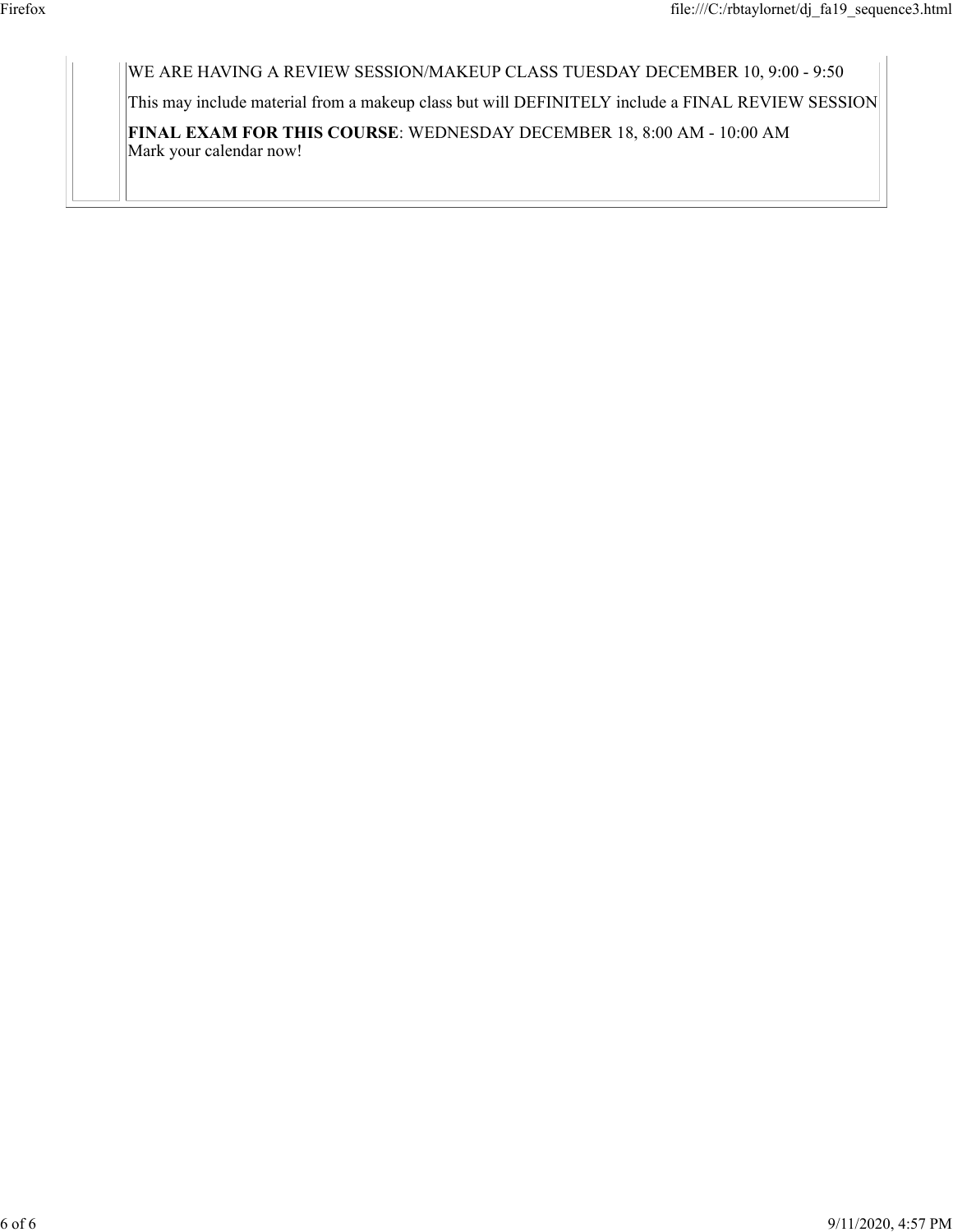WE ARE HAVING A REVIEW SESSION/MAKEUP CLASS TUESDAY DECEMBER 10, 9:00 - 9:50

This may include material from a makeup class but will DEFINITELY include a FINAL REVIEW SESSION

**FINAL EXAM FOR THIS COURSE**: WEDNESDAY DECEMBER 18, 8:00 AM - 10:00 AM
Mark your calendar now!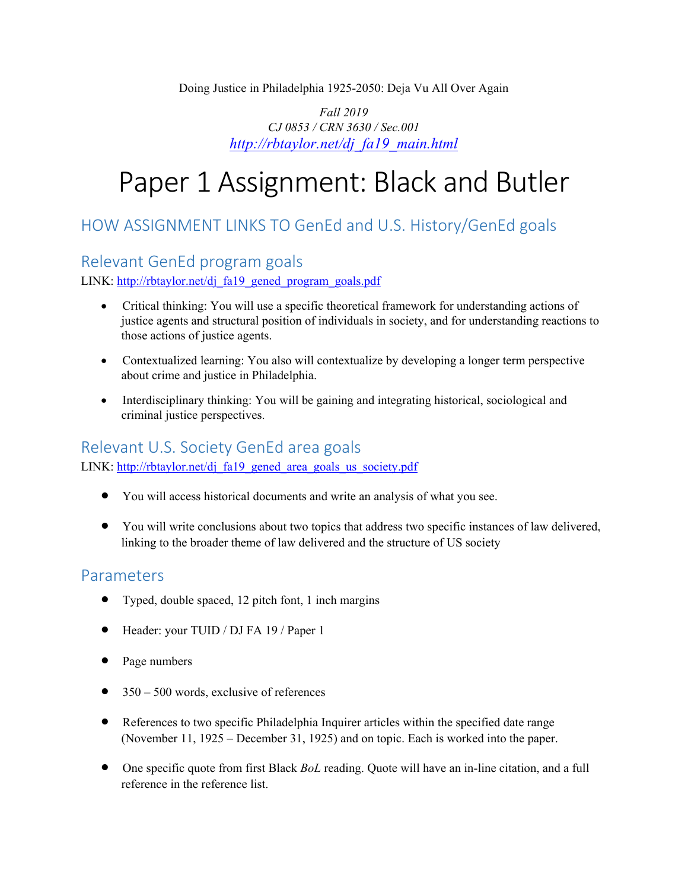Doing Justice in Philadelphia 1925-2050: Deja Vu All Over Again

*Fall 2019*
*CJ 0853 / CRN 3630 / Sec.001*
*http://rbtaylor.net/dj_fa19_main.html*

# Paper 1 Assignment: Black and Butler

## HOW ASSIGNMENT LINKS TO GenEd and U.S. History/GenEd goals

### Relevant GenEd program goals

LINK: http://rbtaylor.net/dj_fa19_gened_program_goals.pdf

- Critical thinking: You will use a specific theoretical framework for understanding actions of justice agents and structural position of individuals in society, and for understanding reactions to those actions of justice agents.
- Contextualized learning: You also will contextualize by developing a longer term perspective about crime and justice in Philadelphia.
- Interdisciplinary thinking: You will be gaining and integrating historical, sociological and criminal justice perspectives.

### Relevant U.S. Society GenEd area goals

LINK: http://rbtaylor.net/dj_fa19_gened_area_goals_us_society.pdf

- You will access historical documents and write an analysis of what you see.
- You will write conclusions about two topics that address two specific instances of law delivered, linking to the broader theme of law delivered and the structure of US society

### Parameters

- Typed, double spaced, 12 pitch font, 1 inch margins
- Header: your TUID / DJ FA 19 / Paper 1
- Page numbers
- 350 – 500 words, exclusive of references
- References to two specific Philadelphia Inquirer articles within the specified date range (November 11, 1925 – December 31, 1925) and on topic. Each is worked into the paper.
- One specific quote from first Black *BoL* reading. Quote will have an in-line citation, and a full reference in the reference list.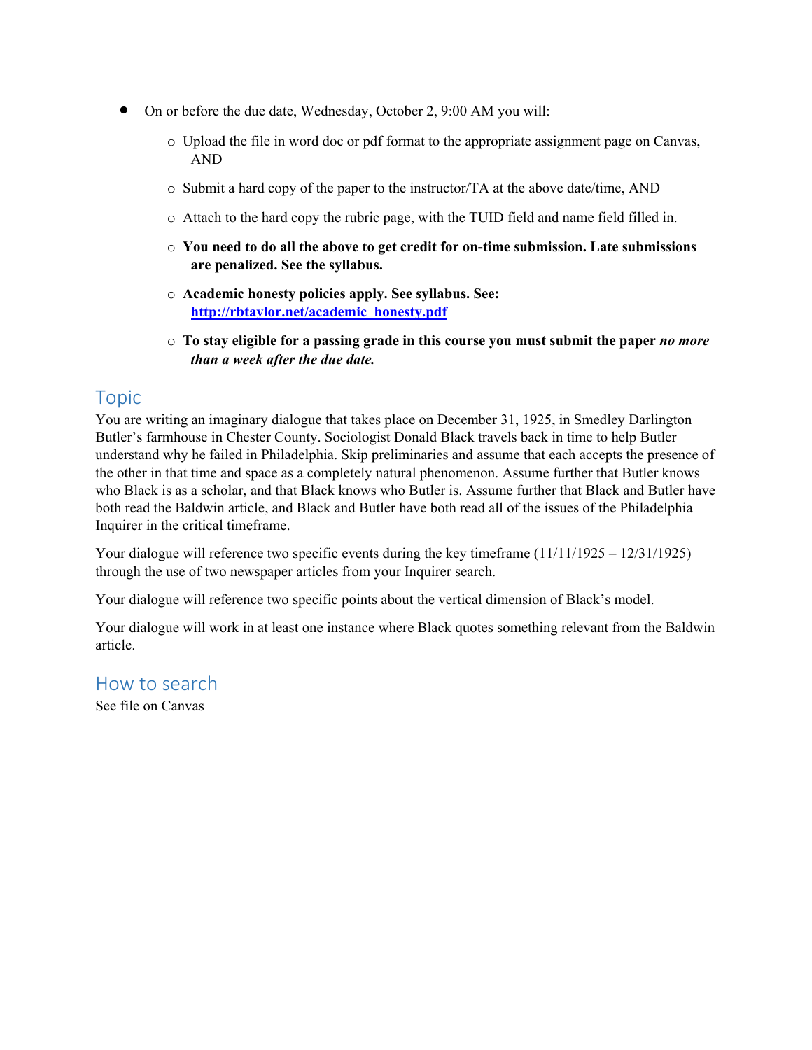- On or before the due date, Wednesday, October 2, 9:00 AM you will:
  - Upload the file in word doc or pdf format to the appropriate assignment page on Canvas, AND
  - Submit a hard copy of the paper to the instructor/TA at the above date/time, AND
  - Attach to the hard copy the rubric page, with the TUID field and name field filled in.
  - **You need to do all the above to get credit for on-time submission. Late submissions are penalized. See the syllabus.**
  - **Academic honesty policies apply. See syllabus. See: [http://rbtaylor.net/academic_honesty.pdf](http://rbtaylor.net/academic_honesty.pdf)**
  - **To stay eligible for a passing grade in this course you must submit the paper *no more than a week after the due date.***

## Topic

You are writing an imaginary dialogue that takes place on December 31, 1925, in Smedley Darlington Butler's farmhouse in Chester County. Sociologist Donald Black travels back in time to help Butler understand why he failed in Philadelphia. Skip preliminaries and assume that each accepts the presence of the other in that time and space as a completely natural phenomenon. Assume further that Butler knows who Black is as a scholar, and that Black knows who Butler is. Assume further that Black and Butler have both read the Baldwin article, and Black and Butler have both read all of the issues of the Philadelphia Inquirer in the critical timeframe.

Your dialogue will reference two specific events during the key timeframe (11/11/1925 – 12/31/1925) through the use of two newspaper articles from your Inquirer search.

Your dialogue will reference two specific points about the vertical dimension of Black's model.

Your dialogue will work in at least one instance where Black quotes something relevant from the Baldwin article.

## How to search

See file on Canvas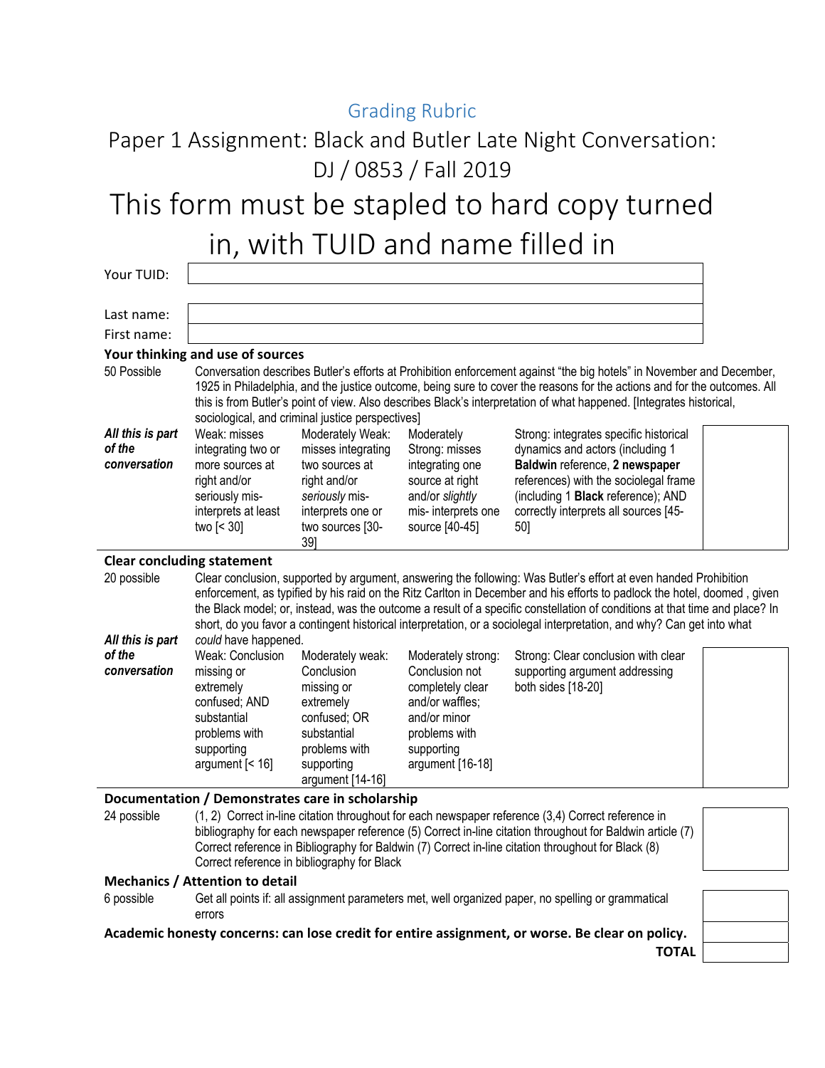## Grading Rubric

# Paper 1 Assignment: Black and Butler Late Night Conversation: DJ / 0853 / Fall 2019

# This form must be stapled to hard copy turned in, with TUID and name filled in

| | |
|---|---|
| Your TUID: | |
| Last name: | |
| First name: | |

### Your thinking and use of sources

50 Possible

Conversation describes Butler's efforts at Prohibition enforcement against "the big hotels" in November and December, 1925 in Philadelphia, and the justice outcome, being sure to cover the reasons for the actions and for the outcomes. All this is from Butler's point of view. Also describes Black's interpretation of what happened. [Integrates historical, sociological, and criminal justice perspectives]

| | | | | | |
|---|---|---|---|---|---|
| ***All this is part of the conversation*** | Weak: misses integrating two or more sources at right and/or seriously mis-interprets at least two [< 30] | Moderately Weak: misses integrating two sources at right and/or *seriously* mis-interprets one or two sources [30-39] | Moderately Strong: misses integrating one source at right and/or *slightly* mis- interprets one source [40-45] | Strong: integrates specific historical dynamics and actors (including 1 **Baldwin** reference, **2 newspaper** references) with the sociolegal frame (including 1 **Black** reference); AND correctly interprets all sources [45-50] | |

### Clear concluding statement

20 possible

Clear conclusion, supported by argument, answering the following: Was Butler's effort at even handed Prohibition enforcement, as typified by his raid on the Ritz Carlton in December and his efforts to padlock the hotel, doomed , given the Black model; or, instead, was the outcome a result of a specific constellation of conditions at that time and place? In short, do you favor a contingent historical interpretation, or a sociolegal interpretation, and why? Can get into what *could* have happened.

| | | | | | |
|---|---|---|---|---|---|
| ***All this is part of the conversation*** | Weak: Conclusion missing or extremely confused; AND substantial problems with supporting argument [< 16] | Moderately weak: Conclusion missing or extremely confused; OR substantial problems with supporting argument [14-16] | Moderately strong: Conclusion not completely clear and/or waffles; and/or minor problems with supporting argument [16-18] | Strong: Clear conclusion with clear supporting argument addressing both sides [18-20] | |

### Documentation / Demonstrates care in scholarship

24 possible

(1, 2) Correct in-line citation throughout for each newspaper reference (3,4) Correct reference in bibliography for each newspaper reference (5) Correct in-line citation throughout for Baldwin article (7) Correct reference in Bibliography for Baldwin (7) Correct in-line citation throughout for Black (8) Correct reference in bibliography for Black

### Mechanics / Attention to detail

6 possible

Get all points if: all assignment parameters met, well organized paper, no spelling or grammatical errors

**Academic honesty concerns: can lose credit for entire assignment, or worse. Be clear on policy.**

**TOTAL**